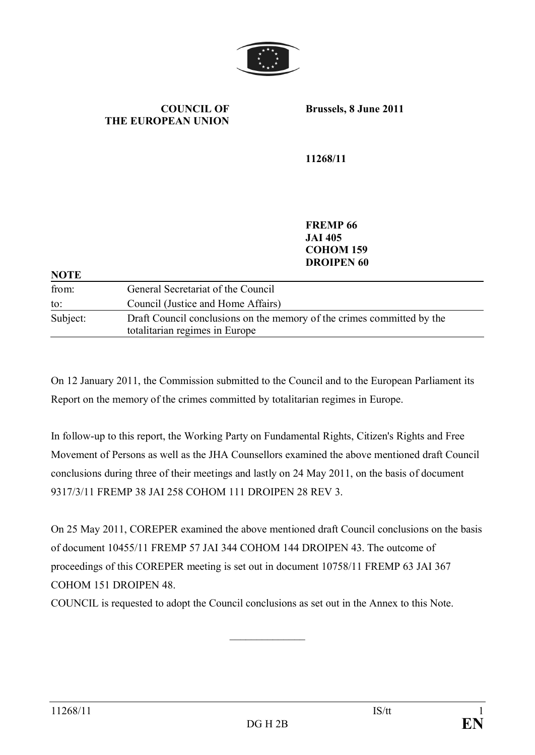**COUNCIL OF THE EUROPEAN UNION**

**Brussels, 8 June 2011**

**11268/11**

**FREMP 66**
**JAI 405**
**COHOM 159**
**DROIPEN 60**

**NOTE**

| | |
|---|---|
| from: | General Secretariat of the Council |
| to: | Council (Justice and Home Affairs) |
| Subject: | Draft Council conclusions on the memory of the crimes committed by the totalitarian regimes in Europe |

On 12 January 2011, the Commission submitted to the Council and to the European Parliament its Report on the memory of the crimes committed by totalitarian regimes in Europe.

In follow-up to this report, the Working Party on Fundamental Rights, Citizen's Rights and Free Movement of Persons as well as the JHA Counsellors examined the above mentioned draft Council conclusions during three of their meetings and lastly on 24 May 2011, on the basis of document 9317/3/11 FREMP 38 JAI 258 COHOM 111 DROIPEN 28 REV 3.

On 25 May 2011, COREPER examined the above mentioned draft Council conclusions on the basis of document 10455/11 FREMP 57 JAI 344 COHOM 144 DROIPEN 43. The outcome of proceedings of this COREPER meeting is set out in document 10758/11 FREMP 63 JAI 367 COHOM 151 DROIPEN 48.

COUNCIL is requested to adopt the Council conclusions as set out in the Annex to this Note.

\_\_\_\_\_\_\_\_\_\_\_\_\_\_\_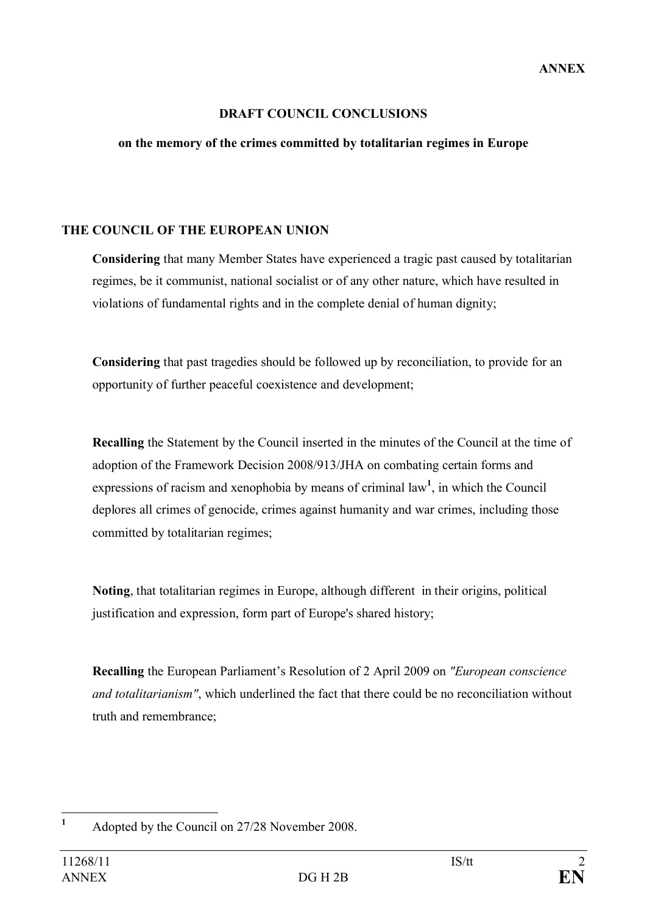**ANNEX**

## DRAFT COUNCIL CONCLUSIONS

### on the memory of the crimes committed by totalitarian regimes in Europe

**THE COUNCIL OF THE EUROPEAN UNION**

**Considering** that many Member States have experienced a tragic past caused by totalitarian regimes, be it communist, national socialist or of any other nature, which have resulted in violations of fundamental rights and in the complete denial of human dignity;

**Considering** that past tragedies should be followed up by reconciliation, to provide for an opportunity of further peaceful coexistence and development;

**Recalling** the Statement by the Council inserted in the minutes of the Council at the time of adoption of the Framework Decision 2008/913/JHA on combating certain forms and expressions of racism and xenophobia by means of criminal law[1], in which the Council deplores all crimes of genocide, crimes against humanity and war crimes, including those committed by totalitarian regimes;

**Noting**, that totalitarian regimes in Europe, although different in their origins, political justification and expression, form part of Europe's shared history;

**Recalling** the European Parliament's Resolution of 2 April 2009 on *"European conscience and totalitarianism"*, which underlined the fact that there could be no reconciliation without truth and remembrance;

[1] Adopted by the Council on 27/28 November 2008.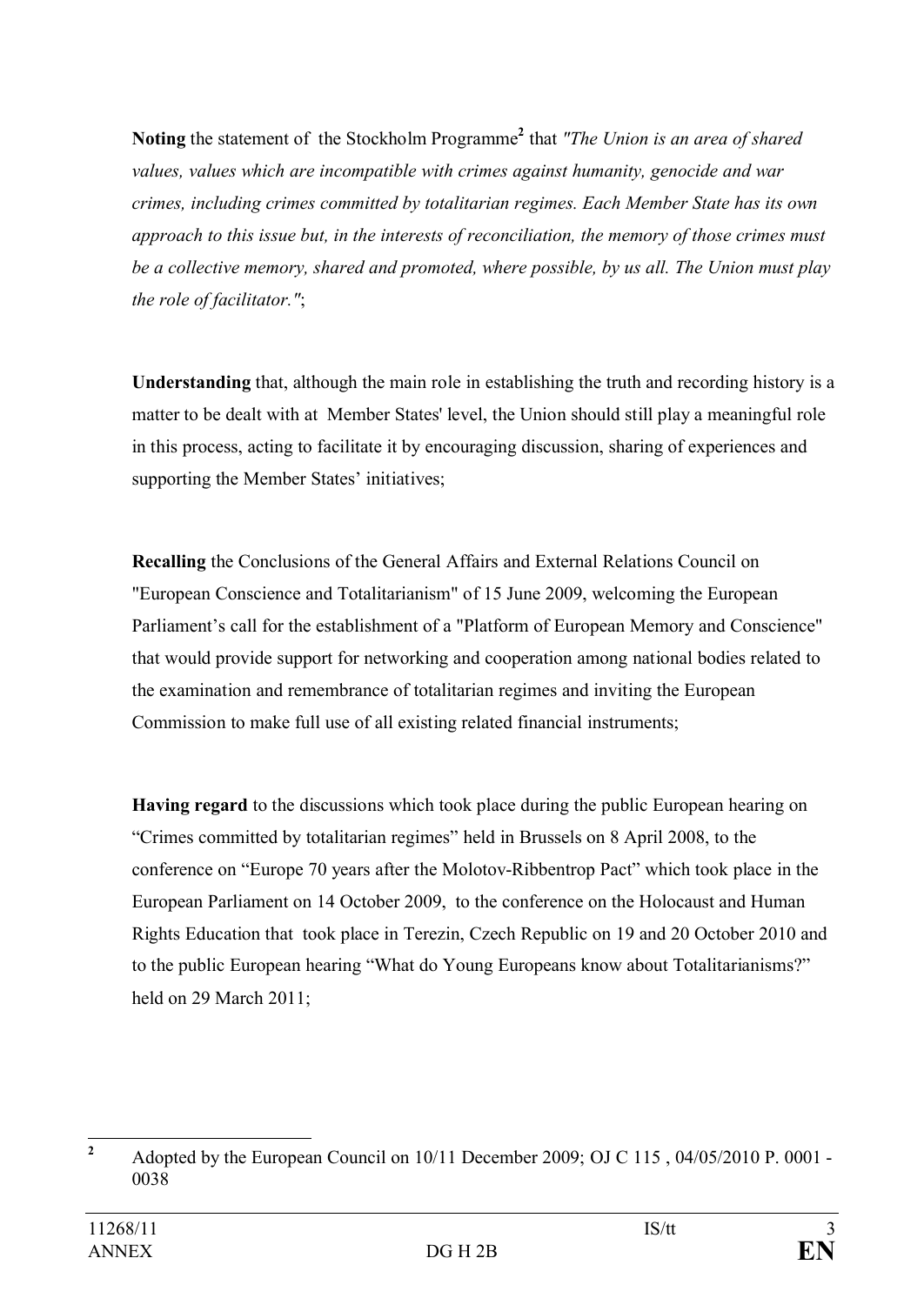**Noting** the statement of the Stockholm Programme[2] that *"The Union is an area of shared values, values which are incompatible with crimes against humanity, genocide and war crimes, including crimes committed by totalitarian regimes. Each Member State has its own approach to this issue but, in the interests of reconciliation, the memory of those crimes must be a collective memory, shared and promoted, where possible, by us all. The Union must play the role of facilitator."*;

**Understanding** that, although the main role in establishing the truth and recording history is a matter to be dealt with at Member States' level, the Union should still play a meaningful role in this process, acting to facilitate it by encouraging discussion, sharing of experiences and supporting the Member States' initiatives;

**Recalling** the Conclusions of the General Affairs and External Relations Council on "European Conscience and Totalitarianism" of 15 June 2009, welcoming the European Parliament's call for the establishment of a "Platform of European Memory and Conscience" that would provide support for networking and cooperation among national bodies related to the examination and remembrance of totalitarian regimes and inviting the European Commission to make full use of all existing related financial instruments;

**Having regard** to the discussions which took place during the public European hearing on "Crimes committed by totalitarian regimes" held in Brussels on 8 April 2008, to the conference on "Europe 70 years after the Molotov-Ribbentrop Pact" which took place in the European Parliament on 14 October 2009, to the conference on the Holocaust and Human Rights Education that took place in Terezin, Czech Republic on 19 and 20 October 2010 and to the public European hearing "What do Young Europeans know about Totalitarianisms?" held on 29 March 2011;

---

[2] Adopted by the European Council on 10/11 December 2009; OJ C 115 , 04/05/2010 P. 0001 - 0038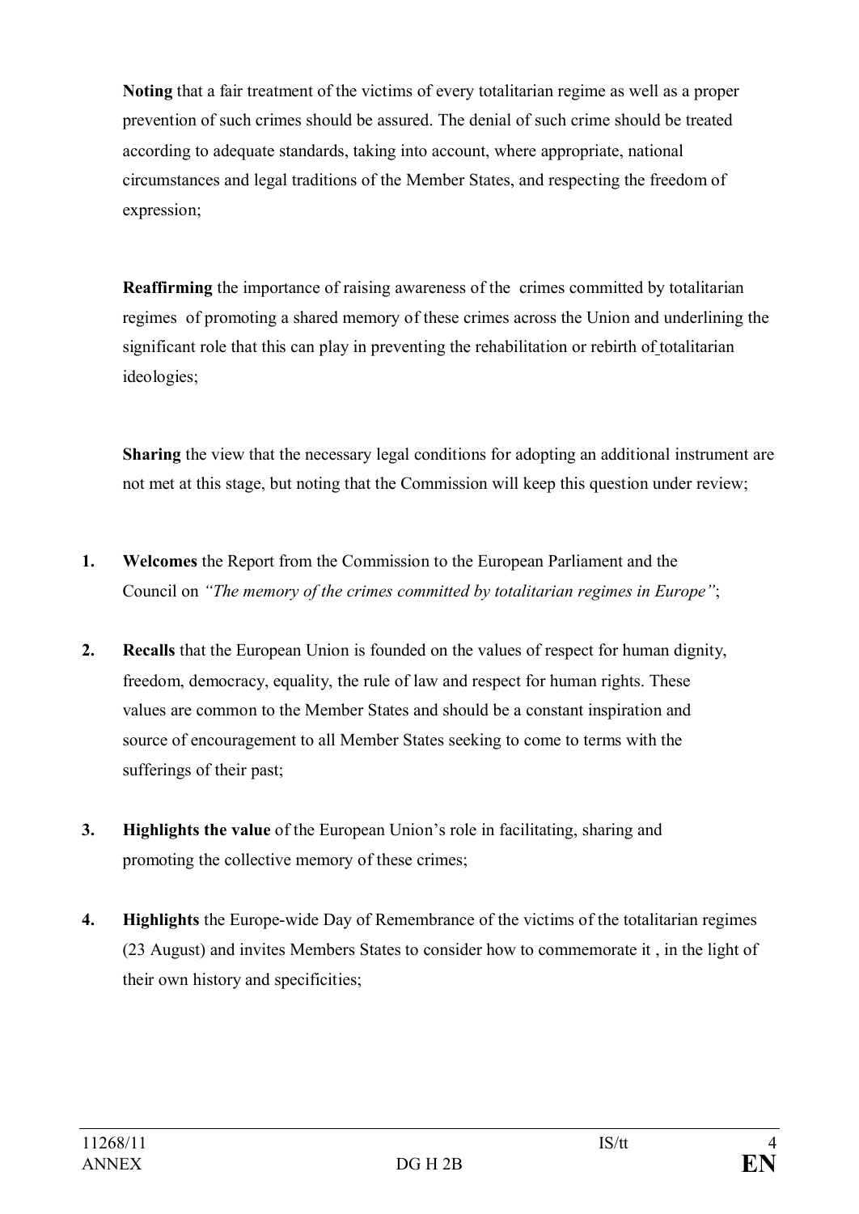**Noting** that a fair treatment of the victims of every totalitarian regime as well as a proper prevention of such crimes should be assured. The denial of such crime should be treated according to adequate standards, taking into account, where appropriate, national circumstances and legal traditions of the Member States, and respecting the freedom of expression;

**Reaffirming** the importance of raising awareness of the crimes committed by totalitarian regimes of promoting a shared memory of these crimes across the Union and underlining the significant role that this can play in preventing the rehabilitation or rebirth of totalitarian ideologies;

**Sharing** the view that the necessary legal conditions for adopting an additional instrument are not met at this stage, but noting that the Commission will keep this question under review;

1. **Welcomes** the Report from the Commission to the European Parliament and the Council on *"The memory of the crimes committed by totalitarian regimes in Europe"*;

2. **Recalls** that the European Union is founded on the values of respect for human dignity, freedom, democracy, equality, the rule of law and respect for human rights. These values are common to the Member States and should be a constant inspiration and source of encouragement to all Member States seeking to come to terms with the sufferings of their past;

3. **Highlights the value** of the European Union's role in facilitating, sharing and promoting the collective memory of these crimes;

4. **Highlights** the Europe-wide Day of Remembrance of the victims of the totalitarian regimes (23 August) and invites Members States to consider how to commemorate it , in the light of their own history and specificities;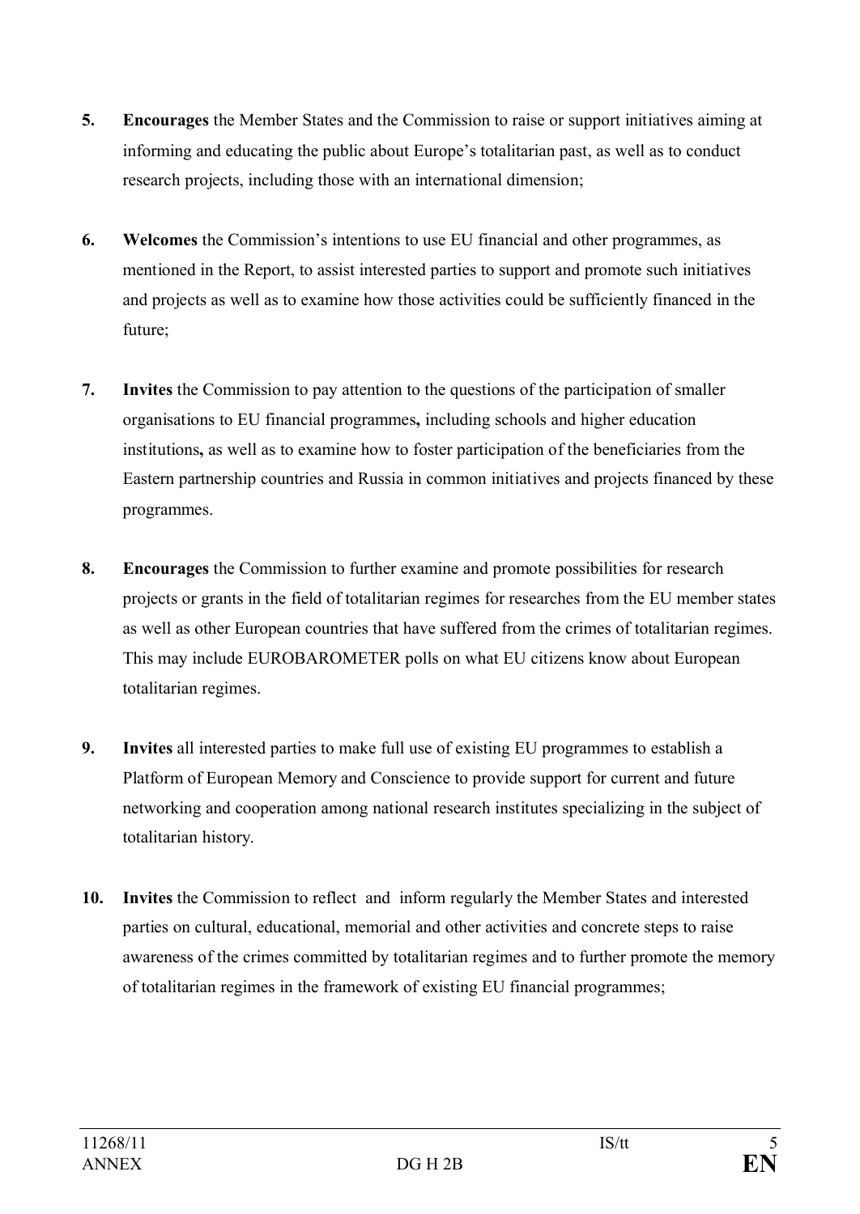5. **Encourages** the Member States and the Commission to raise or support initiatives aiming at informing and educating the public about Europe's totalitarian past, as well as to conduct research projects, including those with an international dimension;

6. **Welcomes** the Commission's intentions to use EU financial and other programmes, as mentioned in the Report, to assist interested parties to support and promote such initiatives and projects as well as to examine how those activities could be sufficiently financed in the future;

7. **Invites** the Commission to pay attention to the questions of the participation of smaller organisations to EU financial programmes**,** including schools and higher education institutions**,** as well as to examine how to foster participation of the beneficiaries from the Eastern partnership countries and Russia in common initiatives and projects financed by these programmes.

8. **Encourages** the Commission to further examine and promote possibilities for research projects or grants in the field of totalitarian regimes for researches from the EU member states as well as other European countries that have suffered from the crimes of totalitarian regimes. This may include EUROBAROMETER polls on what EU citizens know about European totalitarian regimes.

9. **Invites** all interested parties to make full use of existing EU programmes to establish a Platform of European Memory and Conscience to provide support for current and future networking and cooperation among national research institutes specializing in the subject of totalitarian history.

10. **Invites** the Commission to reflect and inform regularly the Member States and interested parties on cultural, educational, memorial and other activities and concrete steps to raise awareness of the crimes committed by totalitarian regimes and to further promote the memory of totalitarian regimes in the framework of existing EU financial programmes;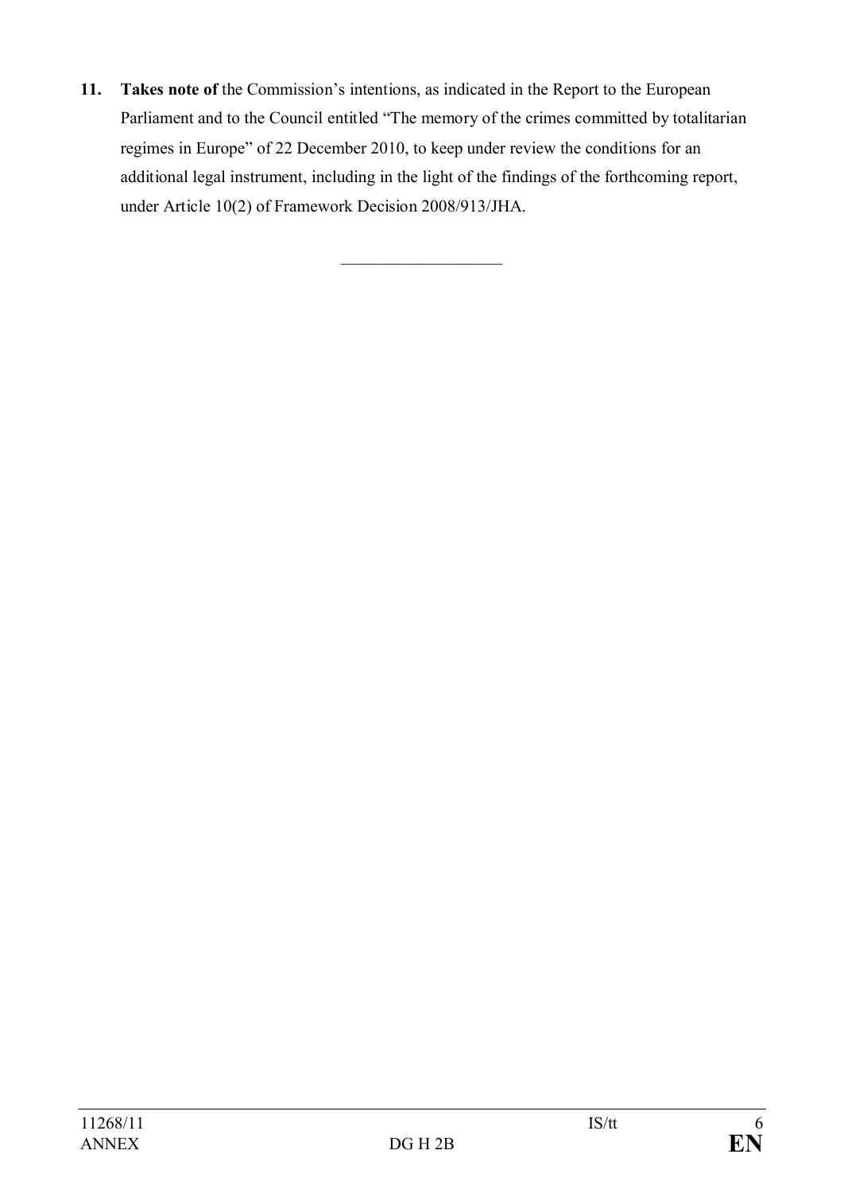11. **Takes note of** the Commission's intentions, as indicated in the Report to the European Parliament and to the Council entitled "The memory of the crimes committed by totalitarian regimes in Europe" of 22 December 2010, to keep under review the conditions for an additional legal instrument, including in the light of the findings of the forthcoming report, under Article 10(2) of Framework Decision 2008/913/JHA.

\_\_\_\_\_\_\_\_\_\_\_\_\_\_\_\_\_\_\_\_